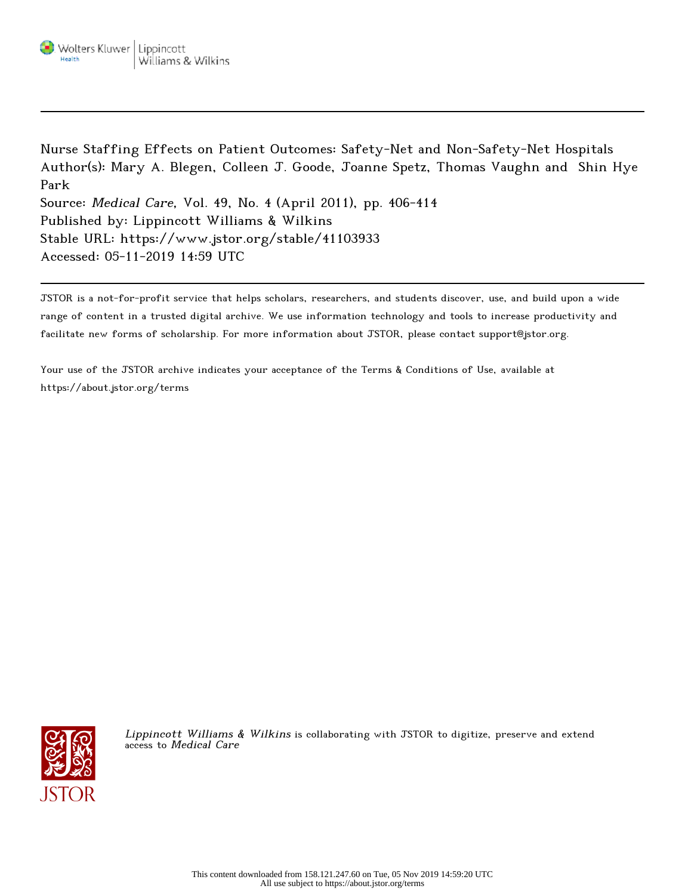Nurse Staffing Effects on Patient Outcomes: Safety-Net and Non-Safety-Net Hospitals

Author(s): Mary A. Blegen, Colleen J. Goode, Joanne Spetz, Thomas Vaughn and Shin Hye Park

Source: *Medical Care*, Vol. 49, No. 4 (April 2011), pp. 406-414

Published by: Lippincott Williams & Wilkins

Stable URL: https://www.jstor.org/stable/41103933

Accessed: 05-11-2019 14:59 UTC

JSTOR is a not-for-profit service that helps scholars, researchers, and students discover, use, and build upon a wide range of content in a trusted digital archive. We use information technology and tools to increase productivity and facilitate new forms of scholarship. For more information about JSTOR, please contact support@jstor.org.

Your use of the JSTOR archive indicates your acceptance of the Terms & Conditions of Use, available at https://about.jstor.org/terms

*Lippincott Williams & Wilkins* is collaborating with JSTOR to digitize, preserve and extend access to *Medical Care*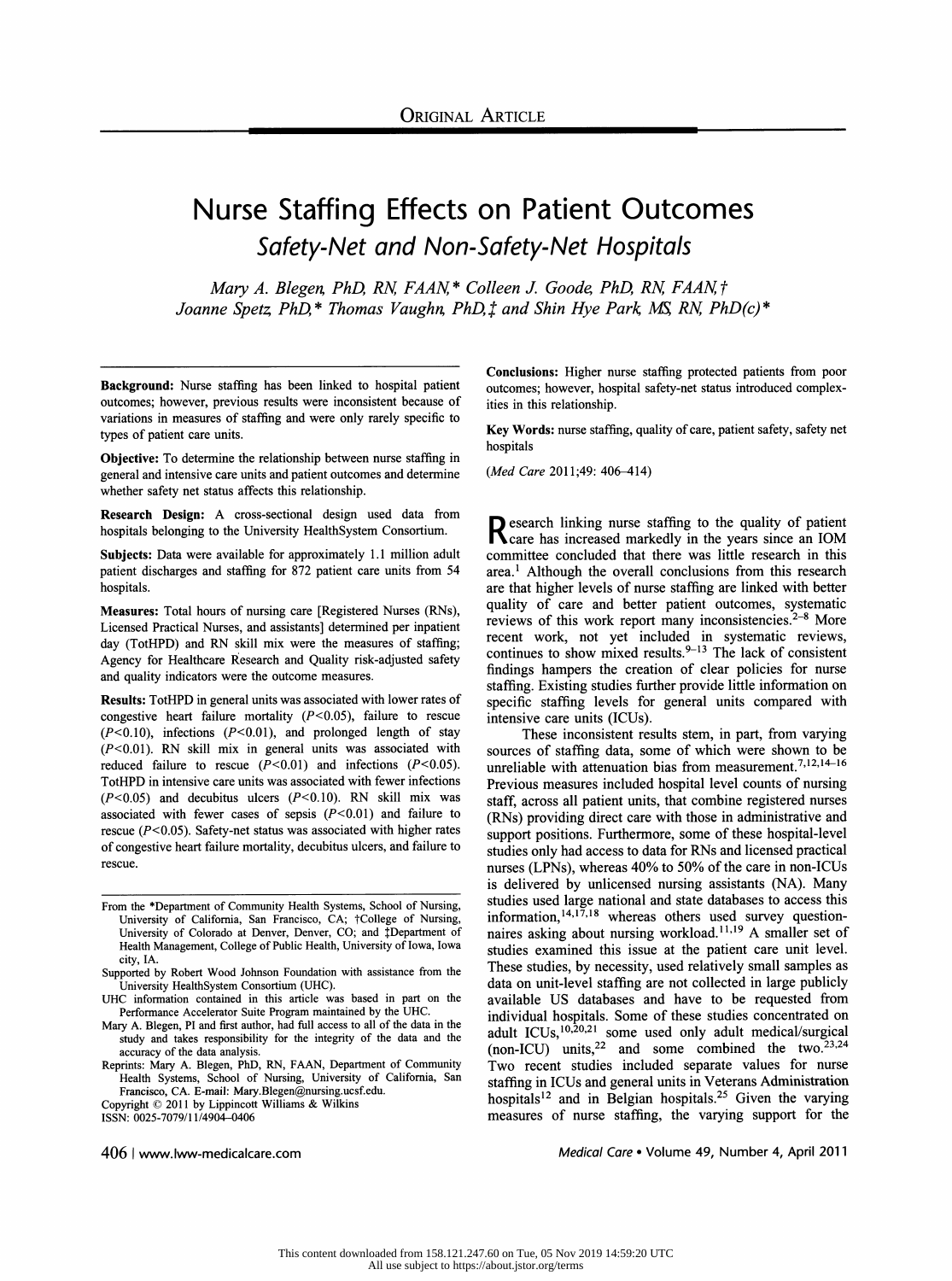ORIGINAL ARTICLE

# Nurse Staffing Effects on Patient Outcomes

## *Safety-Net and Non-Safety-Net Hospitals*

*Mary A. Blegen, PhD, RN, FAAN,\* Colleen J. Goode, PhD, RN, FAAN,† Joanne Spetz, PhD,\* Thomas Vaughn, PhD,‡ and Shin Hye Park, MS, RN, PhD(c)\**

**Background:** Nurse staffing has been linked to hospital patient outcomes; however, previous results were inconsistent because of variations in measures of staffing and were only rarely specific to types of patient care units.

**Objective:** To determine the relationship between nurse staffing in general and intensive care units and patient outcomes and determine whether safety net status affects this relationship.

**Research Design:** A cross-sectional design used data from hospitals belonging to the University HealthSystem Consortium.

**Subjects:** Data were available for approximately 1.1 million adult patient discharges and staffing for 872 patient care units from 54 hospitals.

**Measures:** Total hours of nursing care [Registered Nurses (RNs), Licensed Practical Nurses, and assistants] determined per inpatient day (TotHPD) and RN skill mix were the measures of staffing; Agency for Healthcare Research and Quality risk-adjusted safety and quality indicators were the outcome measures.

**Results:** TotHPD in general units was associated with lower rates of congestive heart failure mortality ($P<0.05$), failure to rescue ($P<0.10$), infections ($P<0.01$), and prolonged length of stay ($P<0.01$). RN skill mix in general units was associated with reduced failure to rescue ($P<0.01$) and infections ($P<0.05$). TotHPD in intensive care units was associated with fewer infections ($P<0.05$) and decubitus ulcers ($P<0.10$). RN skill mix was associated with fewer cases of sepsis ($P<0.01$) and failure to rescue ($P<0.05$). Safety-net status was associated with higher rates of congestive heart failure mortality, decubitus ulcers, and failure to rescue.

**Conclusions:** Higher nurse staffing protected patients from poor outcomes; however, hospital safety-net status introduced complexities in this relationship.

**Key Words:** nurse staffing, quality of care, patient safety, safety net hospitals

(*Med Care* 2011;49: 406–414)

From the \*Department of Community Health Systems, School of Nursing, University of California, San Francisco, CA; †College of Nursing, University of Colorado at Denver, Denver, CO; and ‡Department of Health Management, College of Public Health, University of Iowa, Iowa city, IA.

Supported by Robert Wood Johnson Foundation with assistance from the University HealthSystem Consortium (UHC).

UHC information contained in this article was based in part on the Performance Accelerator Suite Program maintained by the UHC.

Mary A. Blegen, PI and first author, had full access to all of the data in the study and takes responsibility for the integrity of the data and the accuracy of the data analysis.

Reprints: Mary A. Blegen, PhD, RN, FAAN, Department of Community Health Systems, School of Nursing, University of California, San Francisco, CA. E-mail: Mary.Blegen@nursing.ucsf.edu.

Copyright © 2011 by Lippincott Williams & Wilkins

ISSN: 0025-7079/11/4904-0406

Research linking nurse staffing to the quality of patient care has increased markedly in the years since an IOM committee concluded that there was little research in this area.[1] Although the overall conclusions from this research are that higher levels of nurse staffing are linked with better quality of care and better patient outcomes, systematic reviews of this work report many inconsistencies.[2–8] More recent work, not yet included in systematic reviews, continues to show mixed results.[9–13] The lack of consistent findings hampers the creation of clear policies for nurse staffing. Existing studies further provide little information on specific staffing levels for general units compared with intensive care units (ICUs).

These inconsistent results stem, in part, from varying sources of staffing data, some of which were shown to be unreliable with attenuation bias from measurement.[7,12,14–16] Previous measures included hospital level counts of nursing staff, across all patient units, that combine registered nurses (RNs) providing direct care with those in administrative and support positions. Furthermore, some of these hospital-level studies only had access to data for RNs and licensed practical nurses (LPNs), whereas 40% to 50% of the care in non-ICUs is delivered by unlicensed nursing assistants (NA). Many studies used large national and state databases to access this information,[14,17,18] whereas others used survey questionnaires asking about nursing workload.[11,19] A smaller set of studies examined this issue at the patient care unit level. These studies, by necessity, used relatively small samples as data on unit-level staffing are not collected in large publicly available US databases and have to be requested from individual hospitals. Some of these studies concentrated on adult ICUs,[10,20,21] some used only adult medical/surgical (non-ICU) units,[22] and some combined the two.[23,24] Two recent studies included separate values for nurse staffing in ICUs and general units in Veterans Administration hospitals[12] and in Belgian hospitals.[25] Given the varying measures of nurse staffing, the varying support for the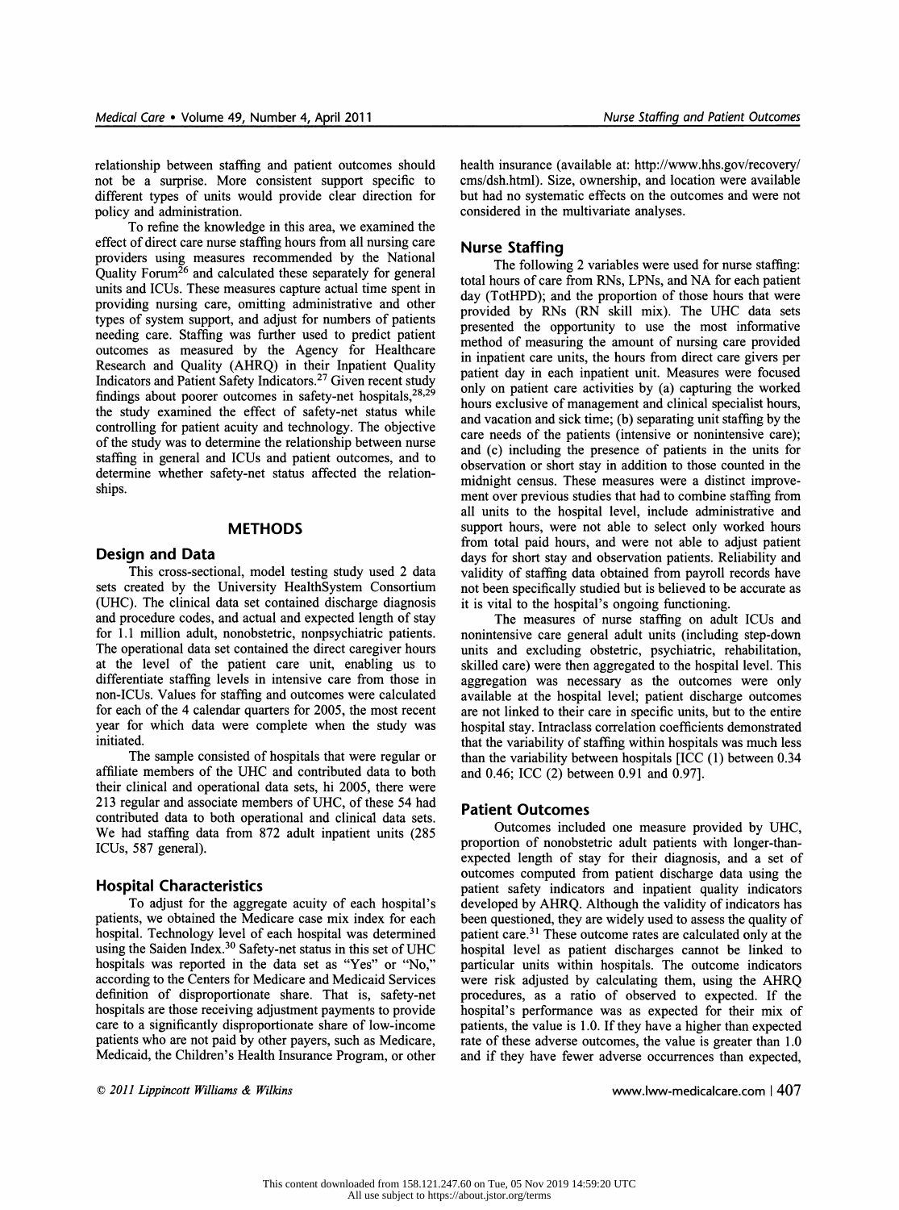relationship between staffing and patient outcomes should not be a surprise. More consistent support specific to different types of units would provide clear direction for policy and administration.

To refine the knowledge in this area, we examined the effect of direct care nurse staffing hours from all nursing care providers using measures recommended by the National Quality Forum[26] and calculated these separately for general units and ICUs. These measures capture actual time spent in providing nursing care, omitting administrative and other types of system support, and adjust for numbers of patients needing care. Staffing was further used to predict patient outcomes as measured by the Agency for Healthcare Research and Quality (AHRQ) in their Inpatient Quality Indicators and Patient Safety Indicators.[27] Given recent study findings about poorer outcomes in safety-net hospitals,[28,29] the study examined the effect of safety-net status while controlling for patient acuity and technology. The objective of the study was to determine the relationship between nurse staffing in general and ICUs and patient outcomes, and to determine whether safety-net status affected the relationships.

## METHODS

### Design and Data

This cross-sectional, model testing study used 2 data sets created by the University HealthSystem Consortium (UHC). The clinical data set contained discharge diagnosis and procedure codes, and actual and expected length of stay for 1.1 million adult, nonobstetric, nonpsychiatric patients. The operational data set contained the direct caregiver hours at the level of the patient care unit, enabling us to differentiate staffing levels in intensive care from those in non-ICUs. Values for staffing and outcomes were calculated for each of the 4 calendar quarters for 2005, the most recent year for which data were complete when the study was initiated.

The sample consisted of hospitals that were regular or affiliate members of the UHC and contributed data to both their clinical and operational data sets, hi 2005, there were 213 regular and associate members of UHC, of these 54 had contributed data to both operational and clinical data sets. We had staffing data from 872 adult inpatient units (285 ICUs, 587 general).

### Hospital Characteristics

To adjust for the aggregate acuity of each hospital's patients, we obtained the Medicare case mix index for each hospital. Technology level of each hospital was determined using the Saiden Index.[30] Safety-net status in this set of UHC hospitals was reported in the data set as "Yes" or "No," according to the Centers for Medicare and Medicaid Services definition of disproportionate share. That is, safety-net hospitals are those receiving adjustment payments to provide care to a significantly disproportionate share of low-income patients who are not paid by other payers, such as Medicare, Medicaid, the Children's Health Insurance Program, or other health insurance (available at: http://www.hhs.gov/recovery/cms/dsh.html). Size, ownership, and location were available but had no systematic effects on the outcomes and were not considered in the multivariate analyses.

### Nurse Staffing

The following 2 variables were used for nurse staffing: total hours of care from RNs, LPNs, and NA for each patient day (TotHPD); and the proportion of those hours that were provided by RNs (RN skill mix). The UHC data sets presented the opportunity to use the most informative method of measuring the amount of nursing care provided in inpatient care units, the hours from direct care givers per patient day in each inpatient unit. Measures were focused only on patient care activities by (a) capturing the worked hours exclusive of management and clinical specialist hours, and vacation and sick time; (b) separating unit staffing by the care needs of the patients (intensive or nonintensive care); and (c) including the presence of patients in the units for observation or short stay in addition to those counted in the midnight census. These measures were a distinct improvement over previous studies that had to combine staffing from all units to the hospital level, include administrative and support hours, were not able to select only worked hours from total paid hours, and were not able to adjust patient days for short stay and observation patients. Reliability and validity of staffing data obtained from payroll records have not been specifically studied but is believed to be accurate as it is vital to the hospital's ongoing functioning.

The measures of nurse staffing on adult ICUs and nonintensive care general adult units (including step-down units and excluding obstetric, psychiatric, rehabilitation, skilled care) were then aggregated to the hospital level. This aggregation was necessary as the outcomes were only available at the hospital level; patient discharge outcomes are not linked to their care in specific units, but to the entire hospital stay. Intraclass correlation coefficients demonstrated that the variability of staffing within hospitals was much less than the variability between hospitals [ICC (1) between 0.34 and 0.46; ICC (2) between 0.91 and 0.97].

### Patient Outcomes

Outcomes included one measure provided by UHC, proportion of nonobstetric adult patients with longer-than-expected length of stay for their diagnosis, and a set of outcomes computed from patient discharge data using the patient safety indicators and inpatient quality indicators developed by AHRQ. Although the validity of indicators has been questioned, they are widely used to assess the quality of patient care.[31] These outcome rates are calculated only at the hospital level as patient discharges cannot be linked to particular units within hospitals. The outcome indicators were risk adjusted by calculating them, using the AHRQ procedures, as a ratio of observed to expected. If the hospital's performance was as expected for their mix of patients, the value is 1.0. If they have a higher than expected rate of these adverse outcomes, the value is greater than 1.0 and if they have fewer adverse occurrences than expected,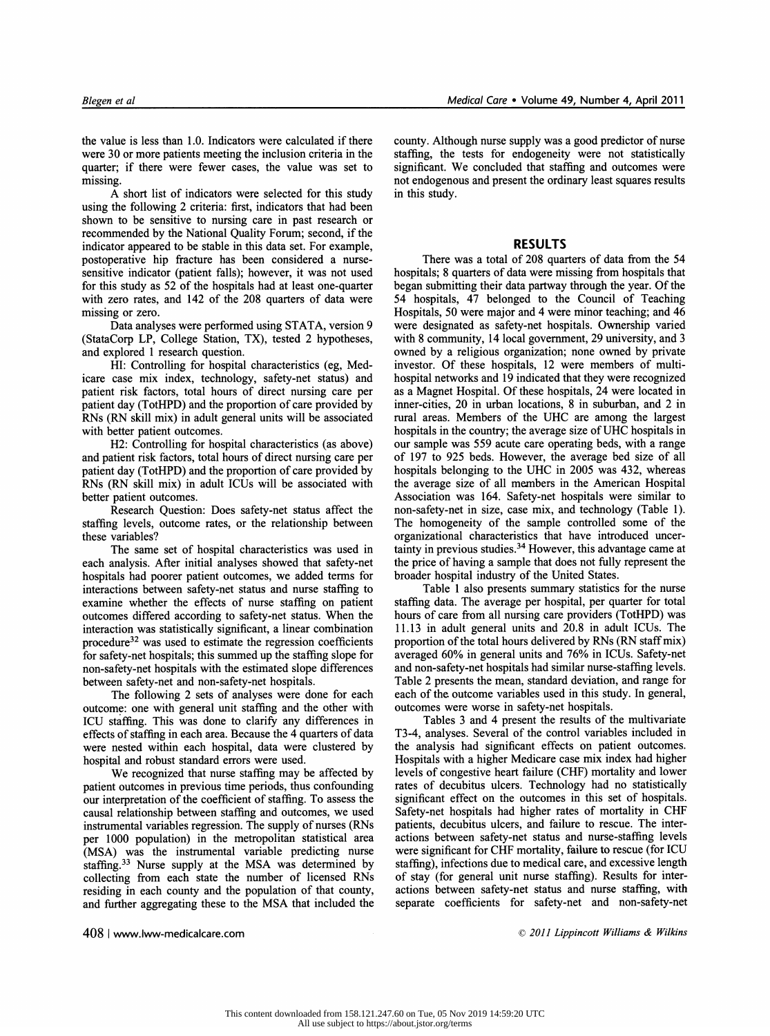the value is less than 1.0. Indicators were calculated if there were 30 or more patients meeting the inclusion criteria in the quarter; if there were fewer cases, the value was set to missing.

A short list of indicators were selected for this study using the following 2 criteria: first, indicators that had been shown to be sensitive to nursing care in past research or recommended by the National Quality Forum; second, if the indicator appeared to be stable in this data set. For example, postoperative hip fracture has been considered a nurse-sensitive indicator (patient falls); however, it was not used for this study as 52 of the hospitals had at least one-quarter with zero rates, and 142 of the 208 quarters of data were missing or zero.

Data analyses were performed using STATA, version 9 (StataCorp LP, College Station, TX), tested 2 hypotheses, and explored 1 research question.

HI: Controlling for hospital characteristics (eg, Medicare case mix index, technology, safety-net status) and patient risk factors, total hours of direct nursing care per patient day (TotHPD) and the proportion of care provided by RNs (RN skill mix) in adult general units will be associated with better patient outcomes.

H2: Controlling for hospital characteristics (as above) and patient risk factors, total hours of direct nursing care per patient day (TotHPD) and the proportion of care provided by RNs (RN skill mix) in adult ICUs will be associated with better patient outcomes.

Research Question: Does safety-net status affect the staffing levels, outcome rates, or the relationship between these variables?

The same set of hospital characteristics was used in each analysis. After initial analyses showed that safety-net hospitals had poorer patient outcomes, we added terms for interactions between safety-net status and nurse staffing to examine whether the effects of nurse staffing on patient outcomes differed according to safety-net status. When the interaction was statistically significant, a linear combination procedure[32] was used to estimate the regression coefficients for safety-net hospitals; this summed up the staffing slope for non-safety-net hospitals with the estimated slope differences between safety-net and non-safety-net hospitals.

The following 2 sets of analyses were done for each outcome: one with general unit staffing and the other with ICU staffing. This was done to clarify any differences in effects of staffing in each area. Because the 4 quarters of data were nested within each hospital, data were clustered by hospital and robust standard errors were used.

We recognized that nurse staffing may be affected by patient outcomes in previous time periods, thus confounding our interpretation of the coefficient of staffing. To assess the causal relationship between staffing and outcomes, we used instrumental variables regression. The supply of nurses (RNs per 1000 population) in the metropolitan statistical area (MSA) was the instrumental variable predicting nurse staffing.[33] Nurse supply at the MSA was determined by collecting from each state the number of licensed RNs residing in each county and the population of that county, and further aggregating these to the MSA that included the county. Although nurse supply was a good predictor of nurse staffing, the tests for endogeneity were not statistically significant. We concluded that staffing and outcomes were not endogenous and present the ordinary least squares results in this study.

## RESULTS

There was a total of 208 quarters of data from the 54 hospitals; 8 quarters of data were missing from hospitals that began submitting their data partway through the year. Of the 54 hospitals, 47 belonged to the Council of Teaching Hospitals, 50 were major and 4 were minor teaching; and 46 were designated as safety-net hospitals. Ownership varied with 8 community, 14 local government, 29 university, and 3 owned by a religious organization; none owned by private investor. Of these hospitals, 12 were members of multi-hospital networks and 19 indicated that they were recognized as a Magnet Hospital. Of these hospitals, 24 were located in inner-cities, 20 in urban locations, 8 in suburban, and 2 in rural areas. Members of the UHC are among the largest hospitals in the country; the average size of UHC hospitals in our sample was 559 acute care operating beds, with a range of 197 to 925 beds. However, the average bed size of all hospitals belonging to the UHC in 2005 was 432, whereas the average size of all members in the American Hospital Association was 164. Safety-net hospitals were similar to non-safety-net in size, case mix, and technology (Table 1). The homogeneity of the sample controlled some of the organizational characteristics that have introduced uncertainty in previous studies.[34] However, this advantage came at the price of having a sample that does not fully represent the broader hospital industry of the United States.

Table 1 also presents summary statistics for the nurse staffing data. The average per hospital, per quarter for total hours of care from all nursing care providers (TotHPD) was 11.13 in adult general units and 20.8 in adult ICUs. The proportion of the total hours delivered by RNs (RN staff mix) averaged 60% in general units and 76% in ICUs. Safety-net and non-safety-net hospitals had similar nurse-staffing levels. Table 2 presents the mean, standard deviation, and range for each of the outcome variables used in this study. In general, outcomes were worse in safety-net hospitals.

Tables 3 and 4 present the results of the multivariate analyses. Several of the control variables included in the analysis had significant effects on patient outcomes. Hospitals with a higher Medicare case mix index had higher levels of congestive heart failure (CHF) mortality and lower rates of decubitus ulcers. Technology had no statistically significant effect on the outcomes in this set of hospitals. Safety-net hospitals had higher rates of mortality in CHF patients, decubitus ulcers, and failure to rescue. The interactions between safety-net status and nurse-staffing levels were significant for CHF mortality, failure to rescue (for ICU staffing), infections due to medical care, and excessive length of stay (for general unit nurse staffing). Results for interactions between safety-net status and nurse staffing, with separate coefficients for safety-net and non-safety-net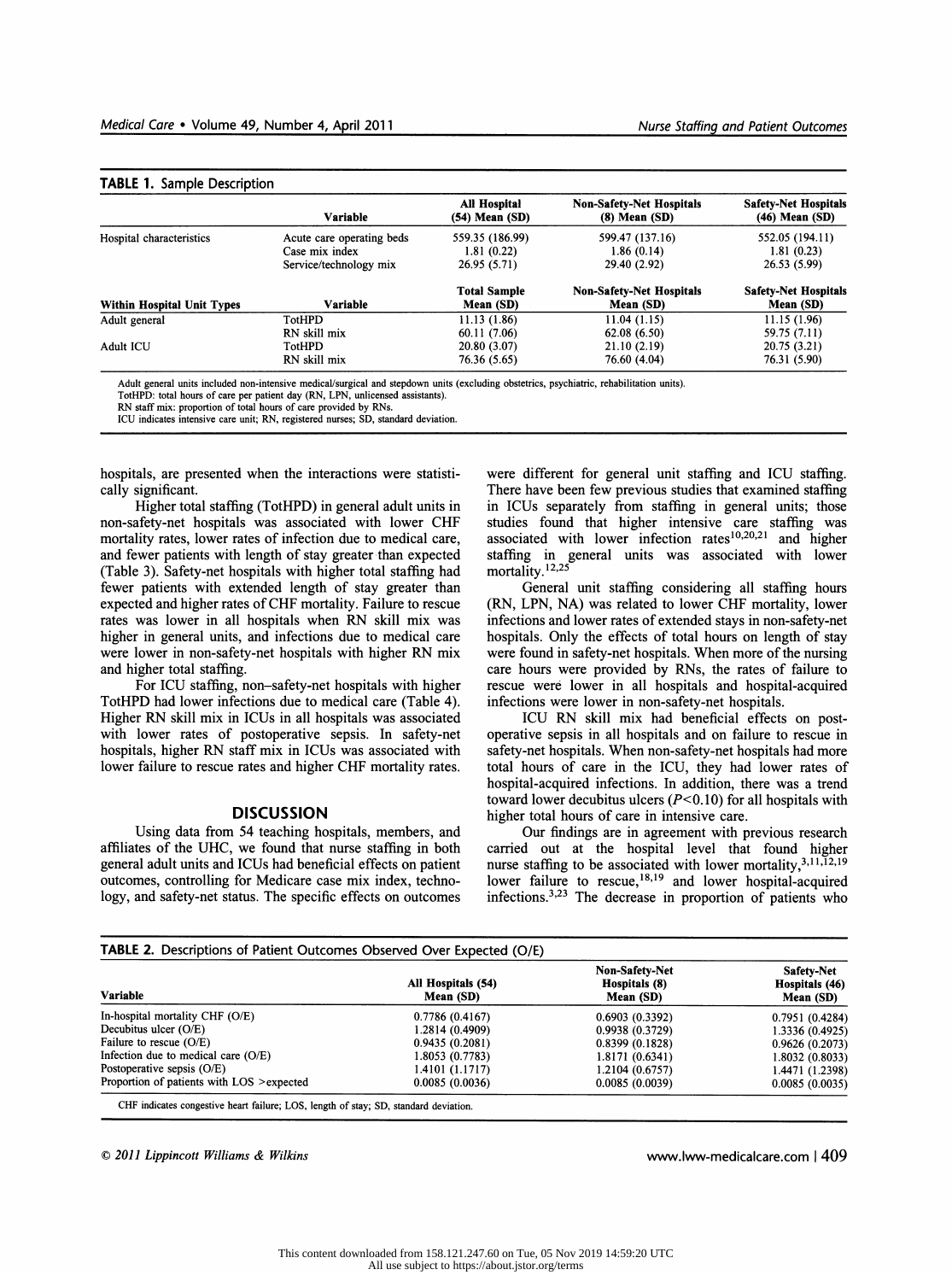**TABLE 1.** Sample Description

| | Variable | All Hospital (54) Mean (SD) | Non-Safety-Net Hospitals (8) Mean (SD) | Safety-Net Hospitals (46) Mean (SD) |
|---|---|---|---|---|
| Hospital characteristics | Acute care operating beds | 559.35 (186.99) | 599.47 (137.16) | 552.05 (194.11) |
| | Case mix index | 1.81 (0.22) | 1.86 (0.14) | 1.81 (0.23) |
| | Service/technology mix | 26.95 (5.71) | 29.40 (2.92) | 26.53 (5.99) |
| **Within Hospital Unit Types** | **Variable** | **Total Sample Mean (SD)** | **Non-Safety-Net Hospitals Mean (SD)** | **Safety-Net Hospitals Mean (SD)** |
| Adult general | TotHPD | 11.13 (1.86) | 11.04 (1.15) | 11.15 (1.96) |
| | RN skill mix | 60.11 (7.06) | 62.08 (6.50) | 59.75 (7.11) |
| Adult ICU | TotHPD | 20.80 (3.07) | 21.10 (2.19) | 20.75 (3.21) |
| | RN skill mix | 76.36 (5.65) | 76.60 (4.04) | 76.31 (5.90) |

Adult general units included non-intensive medical/surgical and stepdown units (excluding obstetrics, psychiatric, rehabilitation units).
TotHPD: total hours of care per patient day (RN, LPN, unlicensed assistants).
RN staff mix: proportion of total hours of care provided by RNs.
ICU indicates intensive care unit; RN, registered nurses; SD, standard deviation.

hospitals, are presented when the interactions were statistically significant.

Higher total staffing (TotHPD) in general adult units in non-safety-net hospitals was associated with lower CHF mortality rates, lower rates of infection due to medical care, and fewer patients with length of stay greater than expected (Table 3). Safety-net hospitals with higher total staffing had fewer patients with extended length of stay greater than expected and higher rates of CHF mortality. Failure to rescue rates was lower in all hospitals when RN skill mix was higher in general units, and infections due to medical care were lower in non-safety-net hospitals with higher RN mix and higher total staffing.

For ICU staffing, non–safety-net hospitals with higher TotHPD had lower infections due to medical care (Table 4). Higher RN skill mix in ICUs in all hospitals was associated with lower rates of postoperative sepsis. In safety-net hospitals, higher RN staff mix in ICUs was associated with lower failure to rescue rates and higher CHF mortality rates.

## DISCUSSION

Using data from 54 teaching hospitals, members, and affiliates of the UHC, we found that nurse staffing in both general adult units and ICUs had beneficial effects on patient outcomes, controlling for Medicare case mix index, technology, and safety-net status. The specific effects on outcomes were different for general unit staffing and ICU staffing. There have been few previous studies that examined staffing in ICUs separately from staffing in general units; those studies found that higher intensive care staffing was associated with lower infection rates[10,20,21] and higher staffing in general units was associated with lower mortality.[12,25]

General unit staffing considering all staffing hours (RN, LPN, NA) was related to lower CHF mortality, lower infections and lower rates of extended stays in non-safety-net hospitals. Only the effects of total hours on length of stay were found in safety-net hospitals. When more of the nursing care hours were provided by RNs, the rates of failure to rescue were lower in all hospitals and hospital-acquired infections were lower in non-safety-net hospitals.

ICU RN skill mix had beneficial effects on postoperative sepsis in all hospitals and on failure to rescue in safety-net hospitals. When non-safety-net hospitals had more total hours of care in the ICU, they had lower rates of hospital-acquired infections. In addition, there was a trend toward lower decubitus ulcers ($P<0.10$) for all hospitals with higher total hours of care in intensive care.

Our findings are in agreement with previous research carried out at the hospital level that found higher nurse staffing to be associated with lower mortality,[3,11,12,19] lower failure to rescue,[18,19] and lower hospital-acquired infections.[3,23] The decrease in proportion of patients who

**TABLE 2.** Descriptions of Patient Outcomes Observed Over Expected (O/E)

| Variable | All Hospitals (54) Mean (SD) | Non-Safety-Net Hospitals (8) Mean (SD) | Safety-Net Hospitals (46) Mean (SD) |
|---|---|---|---|
| In-hospital mortality CHF (O/E) | 0.7786 (0.4167) | 0.6903 (0.3392) | 0.7951 (0.4284) |
| Decubitus ulcer (O/E) | 1.2814 (0.4909) | 0.9938 (0.3729) | 1.3336 (0.4925) |
| Failure to rescue (O/E) | 0.9435 (0.2081) | 0.8399 (0.1828) | 0.9626 (0.2073) |
| Infection due to medical care (O/E) | 1.8053 (0.7783) | 1.8171 (0.6341) | 1.8032 (0.8033) |
| Postoperative sepsis (O/E) | 1.4101 (1.1717) | 1.2104 (0.6757) | 1.4471 (1.2398) |
| Proportion of patients with LOS >expected | 0.0085 (0.0036) | 0.0085 (0.0039) | 0.0085 (0.0035) |

CHF indicates congestive heart failure; LOS, length of stay; SD, standard deviation.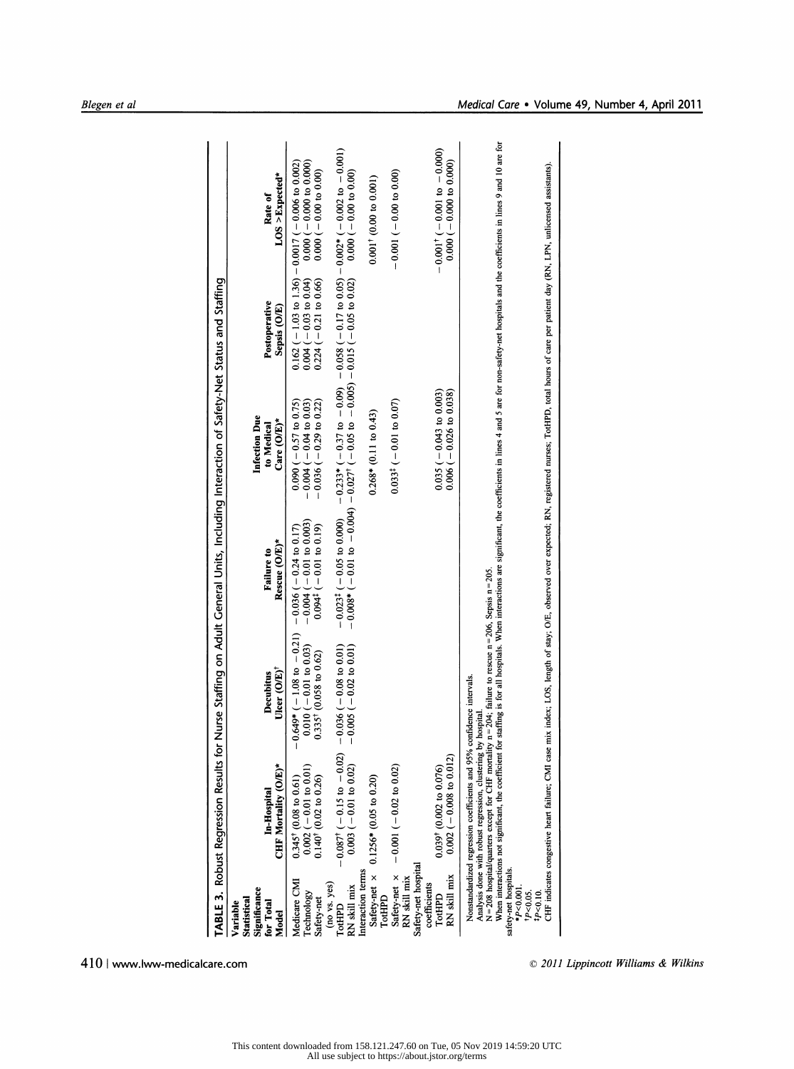**TABLE 3.** Robust Regression Results for Nurse Staffing on Adult General Units, Including Interaction of Safety-Net Status and Staffing

| Variable Statistical Significance for Total Model | In-Hospital CHF Mortality (O/E)* | Decubitus Ulcer (O/E)† | Failure to Rescue (O/E)* | Infection Due to Medical Care (O/E)* | Postoperative Sepsis (O/E) | Rate of LOS >Expected* |
|---|---|---|---|---|---|---|
| Medicare CMI | 0.345† (0.08 to 0.61) | −0.649* (−1.08 to −0.21) | −0.036 (−0.24 to 0.17) | 0.090 (−0.57 to 0.75) | 0.162 (−1.03 to 1.36) | −0.0017 (−0.006 to 0.002) |
| Technology | 0.002 (−0.01 to 0.01) | 0.010 (−0.01 to 0.03) | −0.004 (−0.01 to 0.003) | −0.004 (−0.04 to 0.03) | 0.004 (−0.03 to 0.04) | 0.000 (−0.000 to 0.000) |
| Safety-net (no vs. yes) | 0.140† (0.02 to 0.26) | 0.335† (0.058 to 0.62) | 0.094‡ (−0.01 to 0.19) | −0.036 (−0.29 to 0.22) | 0.224 (−0.21 to 0.66) | 0.000 (−0.00 to 0.00) |
| TotHPD | −0.087† (−0.15 to −0.02) | −0.036 (−0.08 to 0.01) | −0.023‡ (−0.05 to 0.000) | −0.233* (−0.37 to −0.09) | −0.058 (−0.17 to 0.05) | −0.002* (−0.002 to −0.001) |
| RN skill mix | 0.003 (−0.01 to 0.02) | −0.005 (−0.02 to 0.01) | −0.008* (−0.01 to −0.004) | −0.027† (−0.05 to −0.005) | −0.015 (−0.05 to 0.02) | 0.000 (−0.00 to 0.00) |
| Interaction terms | | | | | | |
| Safety-net × TotHPD | 0.1256* (0.05 to 0.20) | | | 0.268* (0.11 to 0.43) | | 0.001† (0.00 to 0.001) |
| Safety-net × RN skill mix | −0.001 (−0.02 to 0.02) | | | 0.033‡ (−0.01 to 0.07) | | −0.001 (−0.00 to 0.00) |
| Safety-net hospital coefficients | | | | | | |
| TotHPD | 0.039† (0.002 to 0.076) | | | 0.035 (−0.043 to 0.003) | | −0.001† (−0.001 to −0.000) |
| RN skill mix | 0.002 (−0.008 to 0.012) | | | 0.006 (−0.026 to 0.038) | | 0.000 (−0.000 to 0.000) |

Nonstandardized regression coefficients and 95% confidence intervals.

Analysis done with robust regression, clustering by hospital.

N = 208 hospital/quarters except for CHF mortality n = 204; failure to rescue n = 206, Sepsis n = 205.

When interactions not significant, the coefficient for staffing is for all hospitals. When interactions are significant, the coefficients in lines 4 and 5 are for non-safety-net hospitals and the coefficients in lines 9 and 10 are for safety-net hospitals.

*$P<0.001$.

†$P<0.05$.

‡$P<0.10$.

CHF indicates congestive heart failure; CMI case mix index; LOS, length of stay; O/E, observed over expected; RN, registered nurses; TotHPD, total hours of care per patient day (RN, LPN, unlicensed assistants).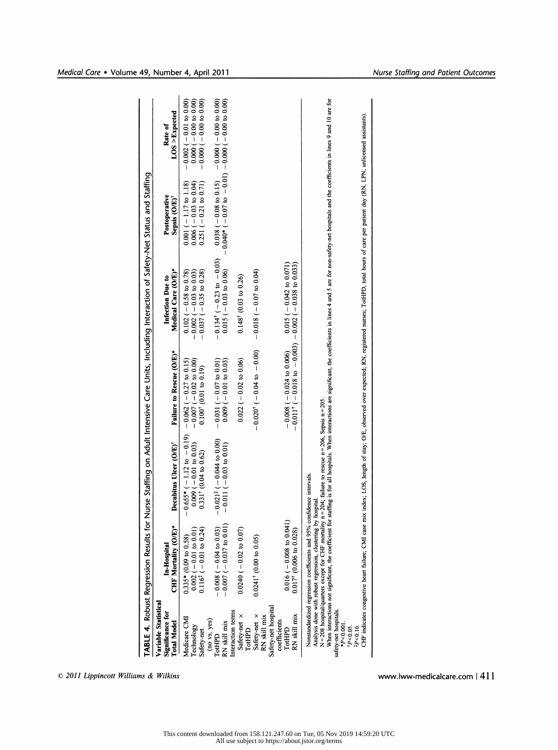**TABLE 4.** Robust Regression Results for Nurse Staffing on Adult Intensive Care Units, Including Interaction of Safety-Net Status and Staffing

| Variable Statistical Significance for Total Model | In-Hospital CHF Mortality (O/E)* | Decubitus Ulcer (O/E)† | Failure to Rescue (O/E)* | Infection Due to Medical Care (O/E)* | Postoperative Sepsis (O/E)† | Rate of LOS >Expected |
|---|---|---|---|---|---|---|
| Medicare CMI | 0.335* (0.09 to 0.58) | −0.655* (−1.12 to −0.19) | −0.062 (−0.27 to 0.15) | 0.102 (−0.58 to 0.78) | 0.001 (−1.17 to 1.18) | −0.002 (−0.01 to 0.00) |
| Technology | 0.002 (−0.01 to 0.01) | 0.009 (−0.01 to 0.03) | −0.007 (−0.02 to 0.00) | −0.002 (−0.03 to 0.03) | 0.006 (−0.03 to 0.04) | 0.000 (−0.00 to 0.00) |
| Safety-net (no vs. yes) | 0.116‡ (−0.01 to 0.24) | 0.331† (0.04 to 0.62) | 0.100† (0.01 to 0.19) | −0.037 (−0.35 to 0.28) | 0.251 (−0.21 to 0.71) | −0.000 (−0.00 to 0.00) |
| TotHPD | −0.008 (−0.04 to 0.03) | −0.021‡ (−0.044 to 0.00) | −0.031 (−0.07 to 0.01) | −0.134† (−0.23 to −0.03) | 0.038 (−0.08 to 0.15) | −0.000 (−0.00 to 0.00) |
| RN skill mix | −0.007 (−0.037 to 0.01) | −0.011 (−0.03 to 0.01) | 0.009 (−0.01 to 0.03) | 0.015 (−0.03 to 0.06) | −0.040* (−0.07 to −0.01) | −0.000 (−0.00 to 0.00) |
| Interaction terms | | | | | | |
| Safety-net × TotHPD | 0.0240 (−0.02 to 0.07) | | 0.022 (−0.02 to 0.06) | 0.148† (0.03 to 0.26) | | |
| Safety-net × RN skill mix | 0.0241† (0.00 to 0.05) | | −0.020† (−0.04 to −0.00) | −0.018 (−0.07 to 0.04) | | |
| Safety-net hospital coefficients | | | | | | |
| TotHPD | 0.016 (−0.008 to 0.041) | | −0.008 (−0.024 to 0.006) | 0.015 (−0.042 to 0.071) | | |
| RN skill mix | 0.017† (0.006 to 0.028) | | −0.011† (−0.018 to −0.003) | −0.002 (−0.038 to 0.033) | | |

Nonstandardized regression coefficients and 95% confidence intervals.

Analysis done with robust regression, clustering by hospital.

N = 208 hospital/quarters except for CHF mortality n = 204; failure to rescue n = 206, Sepsis n = 205.

When interactions not significant, the coefficient for staffing is for all hospitals. When interactions are significant, the coefficients in lines 4 and 5 are for non-safety-net hospitals and the coefficients in lines 9 and 10 are for safety-net hospitals.

*$P<0.001$.

†$P<0.05$.

‡$P<0.10$.

CHF indicates congestive heart failure; CMI case mix index; LOS, length of stay; O/E, observed over expected; RN, registered nurses; TotHPD, total hours of care per patient day (RN, LPN, unlicensed assistants).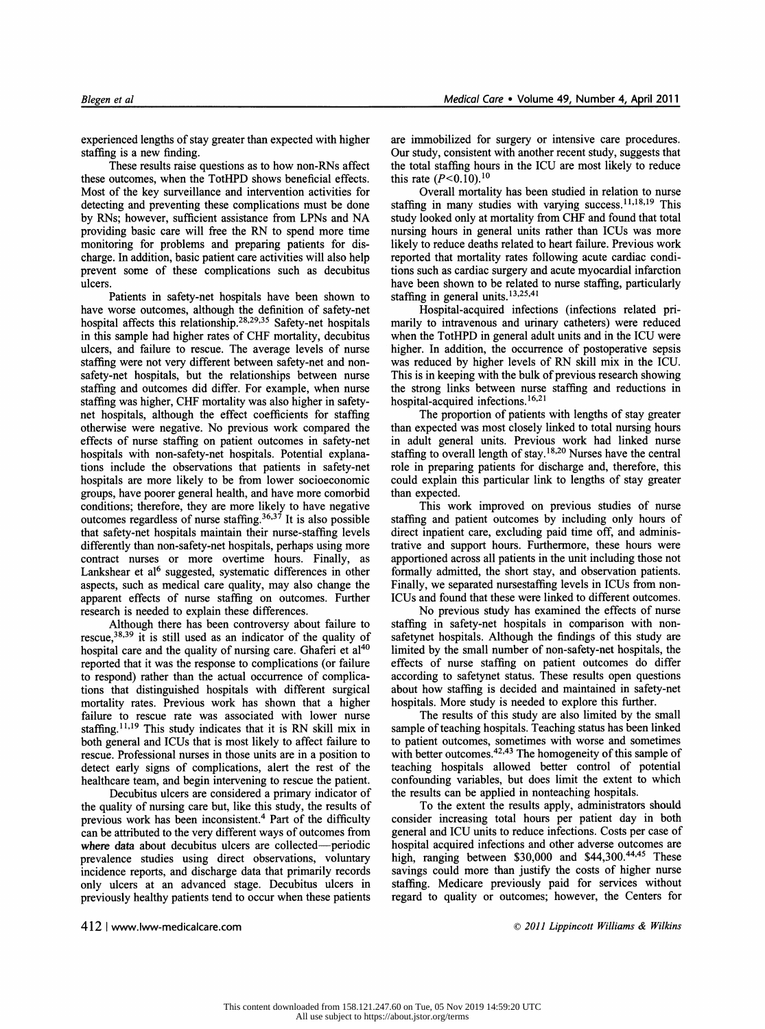experienced lengths of stay greater than expected with higher staffing is a new finding.

These results raise questions as to how non-RNs affect these outcomes, when the TotHPD shows beneficial effects. Most of the key surveillance and intervention activities for detecting and preventing these complications must be done by RNs; however, sufficient assistance from LPNs and NA providing basic care will free the RN to spend more time monitoring for problems and preparing patients for discharge. In addition, basic patient care activities will also help prevent some of these complications such as decubitus ulcers.

Patients in safety-net hospitals have been shown to have worse outcomes, although the definition of safety-net hospital affects this relationship.[28,29,35] Safety-net hospitals in this sample had higher rates of CHF mortality, decubitus ulcers, and failure to rescue. The average levels of nurse staffing were not very different between safety-net and non-safety-net hospitals, but the relationships between nurse staffing and outcomes did differ. For example, when nurse staffing was higher, CHF mortality was also higher in safety-net hospitals, although the effect coefficients for staffing otherwise were negative. No previous work compared the effects of nurse staffing on patient outcomes in safety-net hospitals with non-safety-net hospitals. Potential explanations include the observations that patients in safety-net hospitals are more likely to be from lower socioeconomic groups, have poorer general health, and have more comorbid conditions; therefore, they are more likely to have negative outcomes regardless of nurse staffing.[36,37] It is also possible that safety-net hospitals maintain their nurse-staffing levels differently than non-safety-net hospitals, perhaps using more contract nurses or more overtime hours. Finally, as Lankshear et al[6] suggested, systematic differences in other aspects, such as medical care quality, may also change the apparent effects of nurse staffing on outcomes. Further research is needed to explain these differences.

Although there has been controversy about failure to rescue,[38,39] it is still used as an indicator of the quality of hospital care and the quality of nursing care. Ghaferi et al[40] reported that it was the response to complications (or failure to respond) rather than the actual occurrence of complications that distinguished hospitals with different surgical mortality rates. Previous work has shown that a higher failure to rescue rate was associated with lower nurse staffing.[11,19] This study indicates that it is RN skill mix in both general and ICUs that is most likely to affect failure to rescue. Professional nurses in those units are in a position to detect early signs of complications, alert the rest of the healthcare team, and begin intervening to rescue the patient.

Decubitus ulcers are considered a primary indicator of the quality of nursing care but, like this study, the results of previous work has been inconsistent.[4] Part of the difficulty can be attributed to the very different ways of outcomes from where data about decubitus ulcers are collected—periodic prevalence studies using direct observations, voluntary incidence reports, and discharge data that primarily records only ulcers at an advanced stage. Decubitus ulcers in previously healthy patients tend to occur when these patients are immobilized for surgery or intensive care procedures. Our study, consistent with another recent study, suggests that the total staffing hours in the ICU are most likely to reduce this rate ($P<0.10$).[10]

Overall mortality has been studied in relation to nurse staffing in many studies with varying success.[11,18,19] This study looked only at mortality from CHF and found that total nursing hours in general units rather than ICUs was more likely to reduce deaths related to heart failure. Previous work reported that mortality rates following acute cardiac conditions such as cardiac surgery and acute myocardial infarction have been shown to be related to nurse staffing, particularly staffing in general units.[13,25,41]

Hospital-acquired infections (infections related primarily to intravenous and urinary catheters) were reduced when the TotHPD in general adult units and in the ICU were higher. In addition, the occurrence of postoperative sepsis was reduced by higher levels of RN skill mix in the ICU. This is in keeping with the bulk of previous research showing the strong links between nurse staffing and reductions in hospital-acquired infections.[16,21]

The proportion of patients with lengths of stay greater than expected was most closely linked to total nursing hours in adult general units. Previous work had linked nurse staffing to overall length of stay.[18,20] Nurses have the central role in preparing patients for discharge and, therefore, this could explain this particular link to lengths of stay greater than expected.

This work improved on previous studies of nurse staffing and patient outcomes by including only hours of direct inpatient care, excluding paid time off, and administrative and support hours. Furthermore, these hours were apportioned across all patients in the unit including those not formally admitted, the short stay, and observation patients. Finally, we separated nursestaffing levels in ICUs from non-ICUs and found that these were linked to different outcomes.

No previous study has examined the effects of nurse staffing in safety-net hospitals in comparison with non-safetynet hospitals. Although the findings of this study are limited by the small number of non-safety-net hospitals, the effects of nurse staffing on patient outcomes do differ according to safetynet status. These results open questions about how staffing is decided and maintained in safety-net hospitals. More study is needed to explore this further.

The results of this study are also limited by the small sample of teaching hospitals. Teaching status has been linked to patient outcomes, sometimes with worse and sometimes with better outcomes.[42,43] The homogeneity of this sample of teaching hospitals allowed better control of potential confounding variables, but does limit the extent to which the results can be applied in nonteaching hospitals.

To the extent the results apply, administrators should consider increasing total hours per patient day in both general and ICU units to reduce infections. Costs per case of hospital acquired infections and other adverse outcomes are high, ranging between $30,000 and $44,300.[44,45] These savings could more than justify the costs of higher nurse staffing. Medicare previously paid for services without regard to quality or outcomes; however, the Centers for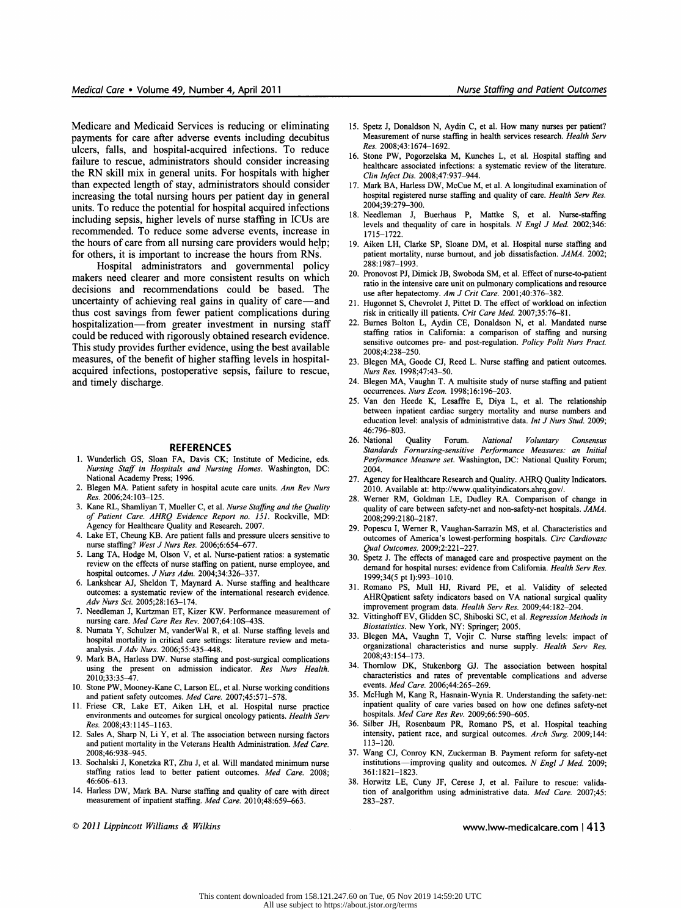Medicare and Medicaid Services is reducing or eliminating payments for care after adverse events including decubitus ulcers, falls, and hospital-acquired infections. To reduce failure to rescue, administrators should consider increasing the RN skill mix in general units. For hospitals with higher than expected length of stay, administrators should consider increasing the total nursing hours per patient day in general units. To reduce the potential for hospital acquired infections including sepsis, higher levels of nurse staffing in ICUs are recommended. To reduce some adverse events, increase in the hours of care from all nursing care providers would help; for others, it is important to increase the hours from RNs.

Hospital administrators and governmental policy makers need clearer and more consistent results on which decisions and recommendations could be based. The uncertainty of achieving real gains in quality of care—and thus cost savings from fewer patient complications during hospitalization—from greater investment in nursing staff could be reduced with rigorously obtained research evidence. This study provides further evidence, using the best available measures, of the benefit of higher staffing levels in hospital-acquired infections, postoperative sepsis, failure to rescue, and timely discharge.

## REFERENCES

1. Wunderlich GS, Sloan FA, Davis CK; Institute of Medicine, eds. *Nursing Staff in Hospitals and Nursing Homes*. Washington, DC: National Academy Press; 1996.
2. Blegen MA. Patient safety in hospital acute care units. *Ann Rev Nurs Res.* 2006;24:103–125.
3. Kane RL, Shamliyan T, Mueller C, et al. *Nurse Staffing and the Quality of Patient Care. AHRQ Evidence Report no. 151*. Rockville, MD: Agency for Healthcare Quality and Research. 2007.
4. Lake ET, Cheung KB. Are patient falls and pressure ulcers sensitive to nurse staffing? *West J Nurs Res.* 2006;6:654–677.
5. Lang TA, Hodge M, Olson V, et al. Nurse-patient ratios: a systematic review on the effects of nurse staffing on patient, nurse employee, and hospital outcomes. *J Nurs Adm.* 2004;34:326–337.
6. Lankshear AJ, Sheldon T, Maynard A. Nurse staffing and healthcare outcomes: a systematic review of the international research evidence. *Adv Nurs Sci.* 2005;28:163–174.
7. Needleman J, Kurtzman ET, Kizer KW. Performance measurement of nursing care. *Med Care Res Rev.* 2007;64:10S–43S.
8. Numata Y, Schulzer M, vanderWal R, et al. Nurse staffing levels and hospital mortality in critical care settings: literature review and meta-analysis. *J Adv Nurs.* 2006;55:435–448.
9. Mark BA, Harless DW. Nurse staffing and post-surgical complications using the present on admission indicator. *Res Nurs Health.* 2010;33:35–47.
10. Stone PW, Mooney-Kane C, Larson EL, et al. Nurse working conditions and patient safety outcomes. *Med Care.* 2007;45:571–578.
11. Friese CR, Lake ET, Aiken LH, et al. Hospital nurse practice environments and outcomes for surgical oncology patients. *Health Serv Res.* 2008;43:1145–1163.
12. Sales A, Sharp N, Li Y, et al. The association between nursing factors and patient mortality in the Veterans Health Administration. *Med Care.* 2008;46:938–945.
13. Sochalski J, Konetzka RT, Zhu J, et al. Will mandated minimum nurse staffing ratios lead to better patient outcomes. *Med Care.* 2008; 46:606–613.
14. Harless DW, Mark BA. Nurse staffing and quality of care with direct measurement of inpatient staffing. *Med Care.* 2010;48:659–663.
15. Spetz J, Donaldson N, Aydin C, et al. How many nurses per patient? Measurement of nurse staffing in health services research. *Health Serv Res.* 2008;43:1674–1692.
16. Stone PW, Pogorzelska M, Kunches L, et al. Hospital staffing and healthcare associated infections: a systematic review of the literature. *Clin Infect Dis.* 2008;47:937–944.
17. Mark BA, Harless DW, McCue M, et al. A longitudinal examination of hospital registered nurse staffing and quality of care. *Health Serv Res.* 2004;39:279–300.
18. Needleman J, Buerhaus P, Mattke S, et al. Nurse-staffing levels and thequality of care in hospitals. *N Engl J Med.* 2002;346: 1715–1722.
19. Aiken LH, Clarke SP, Sloane DM, et al. Hospital nurse staffing and patient mortality, nurse burnout, and job dissatisfaction. *JAMA.* 2002; 288:1987–1993.
20. Pronovost PJ, Dimick JB, Swoboda SM, et al. Effect of nurse-to-patient ratio in the intensive care unit on pulmonary complications and resource use after hepatectomy. *Am J Crit Care.* 2001;40:376–382.
21. Hugonnet S, Chevrolet J, Pittet D. The effect of workload on infection risk in critically ill patients. *Crit Care Med.* 2007;35:76–81.
22. Burnes Bolton L, Aydin CE, Donaldson N, et al. Mandated nurse staffing ratios in California: a comparison of staffing and nursing sensitive outcomes pre- and post-regulation. *Policy Polit Nurs Pract.* 2008;4:238–250.
23. Blegen MA, Goode CJ, Reed L. Nurse staffing and patient outcomes. *Nurs Res.* 1998;47:43–50.
24. Blegen MA, Vaughn T. A multisite study of nurse staffing and patient occurrences. *Nurs Econ.* 1998;16:196–203.
25. Van den Heede K, Lesaffre E, Diya L, et al. The relationship between inpatient cardiac surgery mortality and nurse numbers and education level: analysis of administrative data. *Int J Nurs Stud.* 2009; 46:796–803.
26. National Quality Forum. *National Voluntary Consensus Standards Fornursing-sensitive Performance Measures: an Initial Performance Measure set*. Washington, DC: National Quality Forum; 2004.
27. Agency for Healthcare Research and Quality. AHRQ Quality Indicators. 2010. Available at: http://www.qualityindicators.ahrq.gov/.
28. Werner RM, Goldman LE, Dudley RA. Comparison of change in quality of care between safety-net and non-safety-net hospitals. *JAMA.* 2008;299:2180–2187.
29. Popescu I, Werner R, Vaughan-Sarrazin MS, et al. Characteristics and outcomes of America's lowest-performing hospitals. *Circ Cardiovasc Qual Outcomes.* 2009;2:221–227.
30. Spetz J. The effects of managed care and prospective payment on the demand for hospital nurses: evidence from California. *Health Serv Res.* 1999;34(5 pt 1):993–1010.
31. Romano PS, Mull HJ, Rivard PE, et al. Validity of selected AHRQpatient safety indicators based on VA national surgical quality improvement program data. *Health Serv Res.* 2009;44:182–204.
32. Vittinghoff EV, Glidden SC, Shiboski SC, et al. *Regression Methods in Biostatistics*. New York, NY: Springer; 2005.
33. Blegen MA, Vaughn T, Vojir C. Nurse staffing levels: impact of organizational characteristics and nurse supply. *Health Serv Res.* 2008;43:154–173.
34. Thornlow DK, Stukenborg GJ. The association between hospital characteristics and rates of preventable complications and adverse events. *Med Care.* 2006;44:265–269.
35. McHugh M, Kang R, Hasnain-Wynia R. Understanding the safety-net: inpatient quality of care varies based on how one defines safety-net hospitals. *Med Care Res Rev.* 2009;66:590–605.
36. Silber JH, Rosenbaum PR, Romano PS, et al. Hospital teaching intensity, patient race, and surgical outcomes. *Arch Surg.* 2009;144: 113–120.
37. Wang CJ, Conroy KN, Zuckerman B. Payment reform for safety-net institutions—improving quality and outcomes. *N Engl J Med.* 2009; 361:1821–1823.
38. Horwitz LE, Cuny JF, Cerese J, et al. Failure to rescue: validation of analgorithm using administrative data. *Med Care.* 2007;45: 283–287.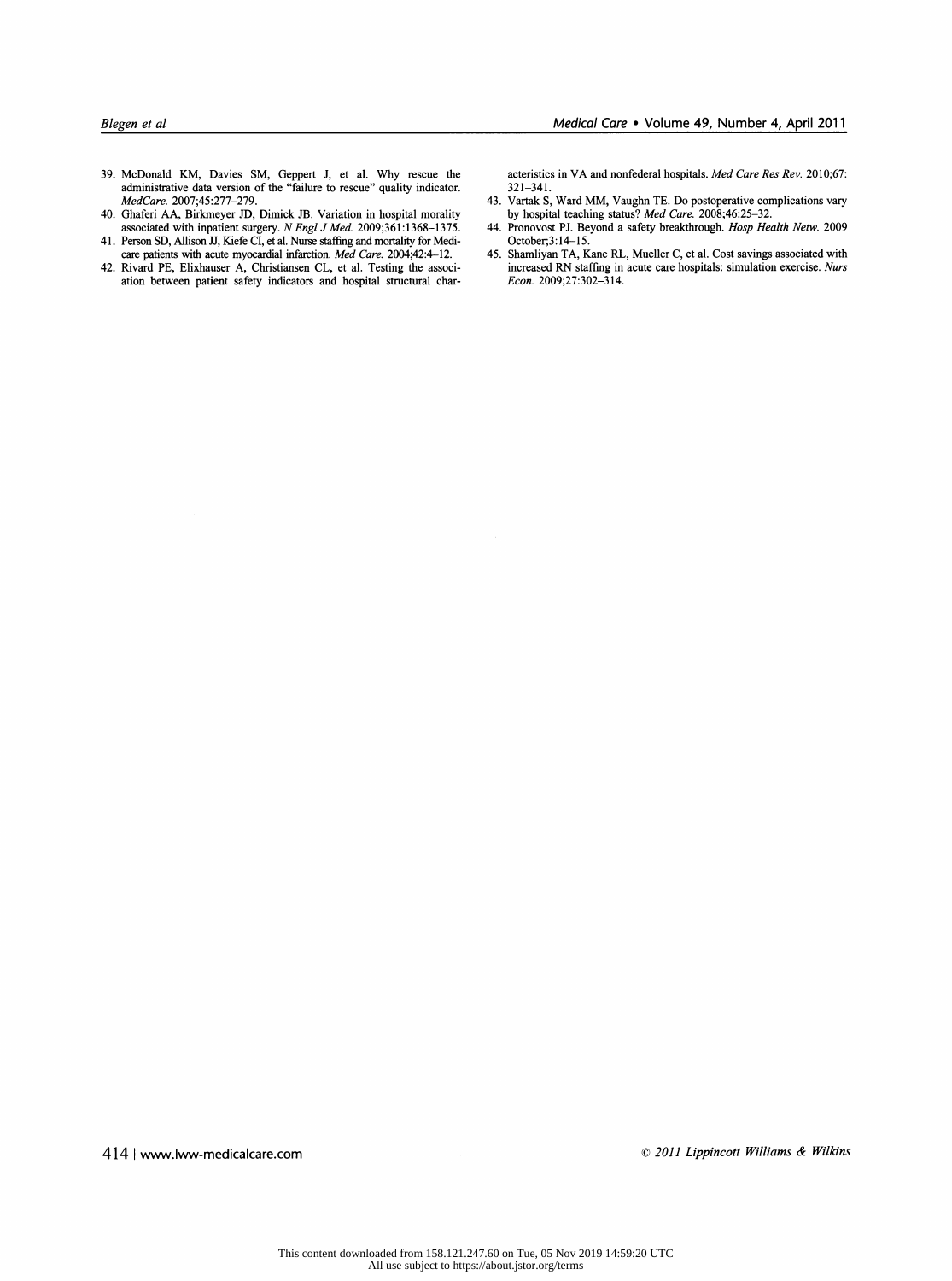39. McDonald KM, Davies SM, Geppert J, et al. Why rescue the administrative data version of the "failure to rescue" quality indicator. *MedCare.* 2007;45:277–279.
40. Ghaferi AA, Birkmeyer JD, Dimick JB. Variation in hospital morality associated with inpatient surgery. *N Engl J Med.* 2009;361:1368–1375.
41. Person SD, Allison JJ, Kiefe CI, et al. Nurse staffing and mortality for Medicare patients with acute myocardial infarction. *Med Care.* 2004;42:4–12.
42. Rivard PE, Elixhauser A, Christiansen CL, et al. Testing the association between patient safety indicators and hospital structural characteristics in VA and nonfederal hospitals. *Med Care Res Rev.* 2010;67: 321–341.
43. Vartak S, Ward MM, Vaughn TE. Do postoperative complications vary by hospital teaching status? *Med Care.* 2008;46:25–32.
44. Pronovost PJ. Beyond a safety breakthrough. *Hosp Health Netw.* 2009 October;3:14–15.
45. Shamliyan TA, Kane RL, Mueller C, et al. Cost savings associated with increased RN staffing in acute care hospitals: simulation exercise. *Nurs Econ.* 2009;27:302–314.